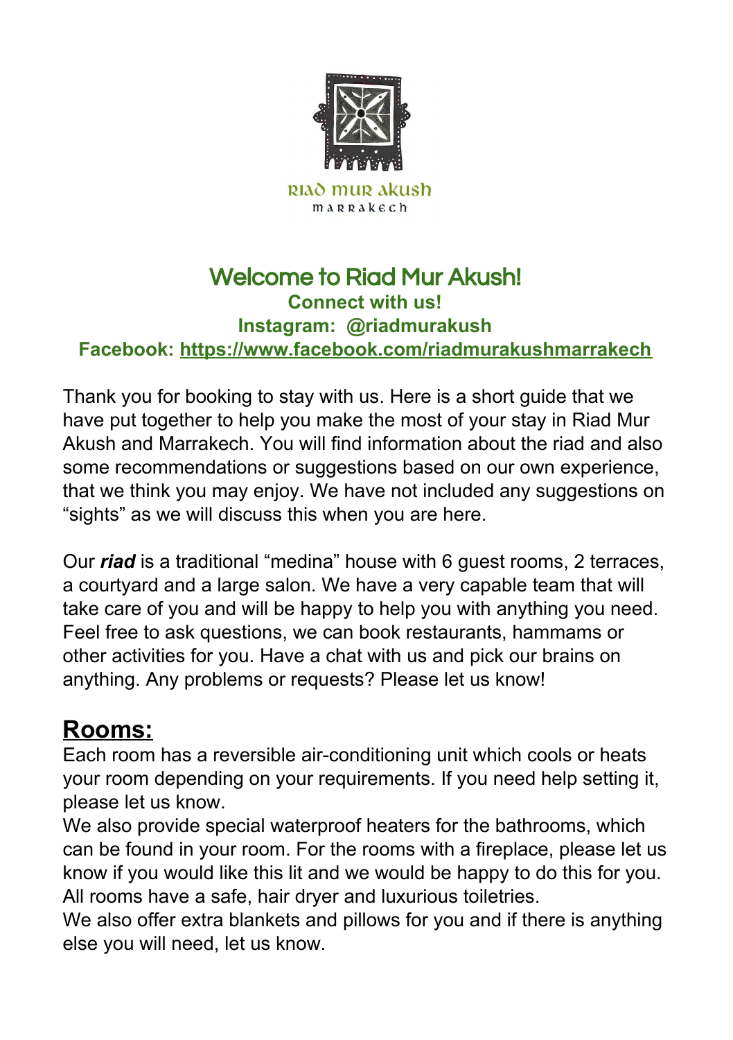riad mur akush
marrakech

# Welcome to Riad Mur Akush!

**Connect with us!**

**Instagram: @riadmurakush**

**Facebook: https://www.facebook.com/riadmurakushmarrakech**

Thank you for booking to stay with us. Here is a short guide that we have put together to help you make the most of your stay in Riad Mur Akush and Marrakech. You will find information about the riad and also some recommendations or suggestions based on our own experience, that we think you may enjoy. We have not included any suggestions on "sights" as we will discuss this when you are here.

Our ***riad*** is a traditional "medina" house with 6 guest rooms, 2 terraces, a courtyard and a large salon. We have a very capable team that will take care of you and will be happy to help you with anything you need. Feel free to ask questions, we can book restaurants, hammams or other activities for you. Have a chat with us and pick our brains on anything. Any problems or requests? Please let us know!

## Rooms:

Each room has a reversible air-conditioning unit which cools or heats your room depending on your requirements. If you need help setting it, please let us know.

We also provide special waterproof heaters for the bathrooms, which can be found in your room. For the rooms with a fireplace, please let us know if you would like this lit and we would be happy to do this for you.

All rooms have a safe, hair dryer and luxurious toiletries.

We also offer extra blankets and pillows for you and if there is anything else you will need, let us know.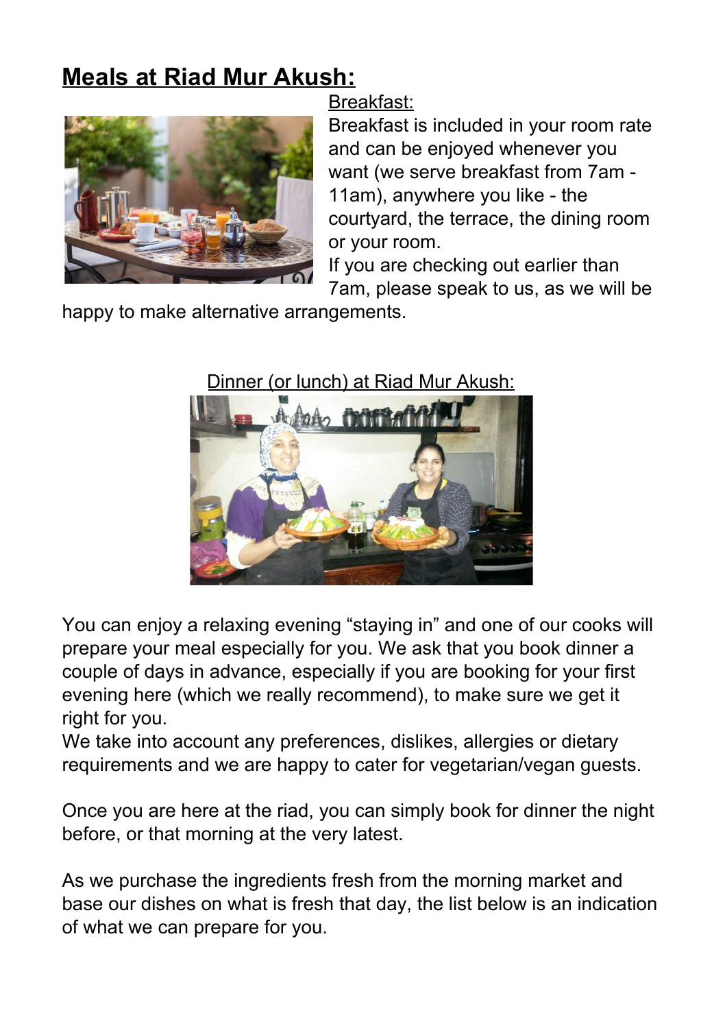# Meals at Riad Mur Akush:

## Breakfast:

Breakfast is included in your room rate and can be enjoyed whenever you want (we serve breakfast from 7am - 11am), anywhere you like - the courtyard, the terrace, the dining room or your room.

If you are checking out earlier than 7am, please speak to us, as we will be happy to make alternative arrangements.

## Dinner (or lunch) at Riad Mur Akush:

You can enjoy a relaxing evening "staying in" and one of our cooks will prepare your meal especially for you. We ask that you book dinner a couple of days in advance, especially if you are booking for your first evening here (which we really recommend), to make sure we get it right for you.

We take into account any preferences, dislikes, allergies or dietary requirements and we are happy to cater for vegetarian/vegan guests.

Once you are here at the riad, you can simply book for dinner the night before, or that morning at the very latest.

As we purchase the ingredients fresh from the morning market and base our dishes on what is fresh that day, the list below is an indication of what we can prepare for you.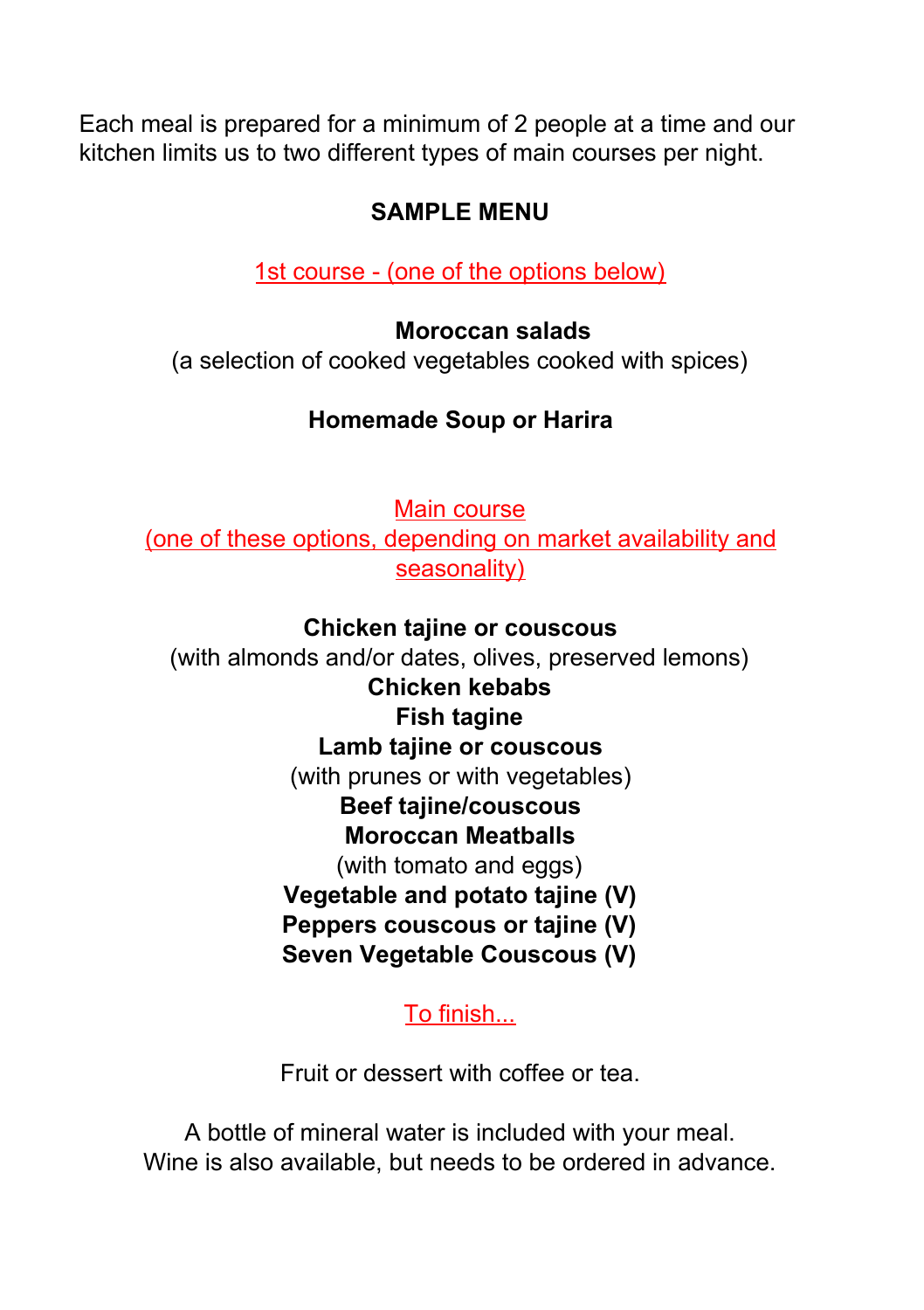Each meal is prepared for a minimum of 2 people at a time and our kitchen limits us to two different types of main courses per night.

## SAMPLE MENU

1st course - (one of the options below)

**Moroccan salads**
(a selection of cooked vegetables cooked with spices)

**Homemade Soup or Harira**

Main course
(one of these options, depending on market availability and seasonality)

**Chicken tajine or couscous**
(with almonds and/or dates, olives, preserved lemons)
**Chicken kebabs**
**Fish tagine**
**Lamb tajine or couscous**
(with prunes or with vegetables)
**Beef tajine/couscous**
**Moroccan Meatballs**
(with tomato and eggs)
**Vegetable and potato tajine (V)**
**Peppers couscous or tajine (V)**
**Seven Vegetable Couscous (V)**

To finish...

Fruit or dessert with coffee or tea.

A bottle of mineral water is included with your meal.
Wine is also available, but needs to be ordered in advance.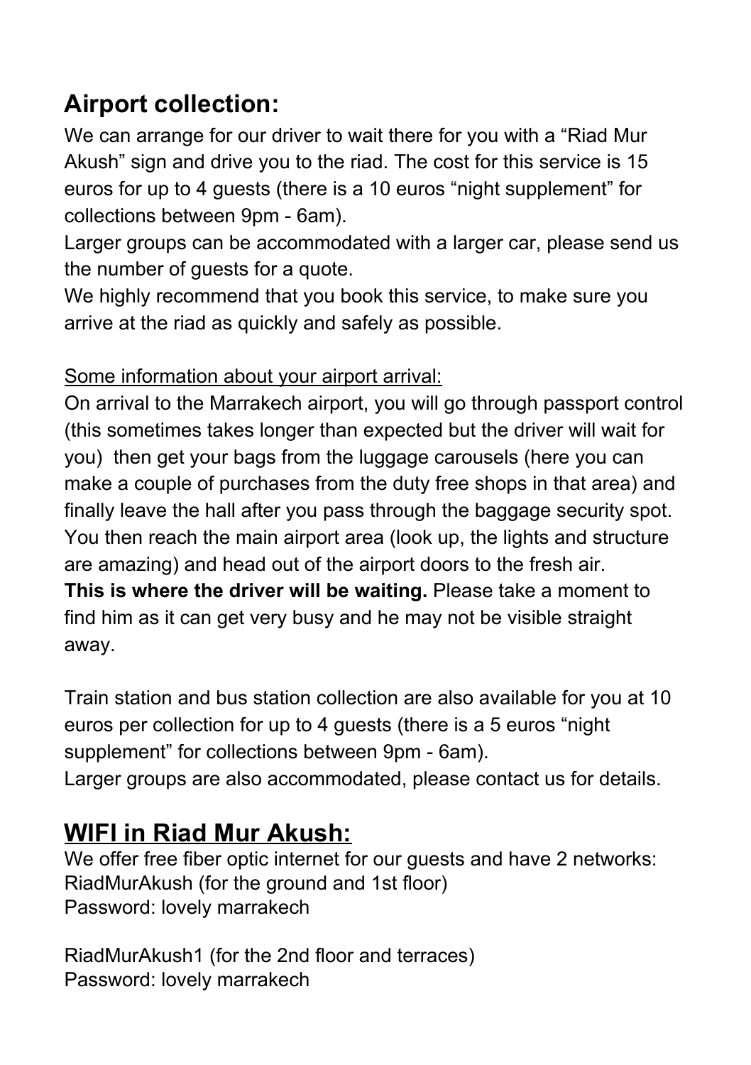## Airport collection:

We can arrange for our driver to wait there for you with a “Riad Mur Akush” sign and drive you to the riad. The cost for this service is 15 euros for up to 4 guests (there is a 10 euros “night supplement” for collections between 9pm - 6am).

Larger groups can be accommodated with a larger car, please send us the number of guests for a quote.

We highly recommend that you book this service, to make sure you arrive at the riad as quickly and safely as possible.

<u>Some information about your airport arrival:</u>

On arrival to the Marrakech airport, you will go through passport control (this sometimes takes longer than expected but the driver will wait for you) then get your bags from the luggage carousels (here you can make a couple of purchases from the duty free shops in that area) and finally leave the hall after you pass through the baggage security spot. You then reach the main airport area (look up, the lights and structure are amazing) and head out of the airport doors to the fresh air. **This is where the driver will be waiting.** Please take a moment to find him as it can get very busy and he may not be visible straight away.

Train station and bus station collection are also available for you at 10 euros per collection for up to 4 guests (there is a 5 euros “night supplement” for collections between 9pm - 6am).

Larger groups are also accommodated, please contact us for details.

## <u>WIFI in Riad Mur Akush:</u>

We offer free fiber optic internet for our guests and have 2 networks:
RiadMurAkush (for the ground and 1st floor)
Password: lovely marrakech

RiadMurAkush1 (for the 2nd floor and terraces)
Password: lovely marrakech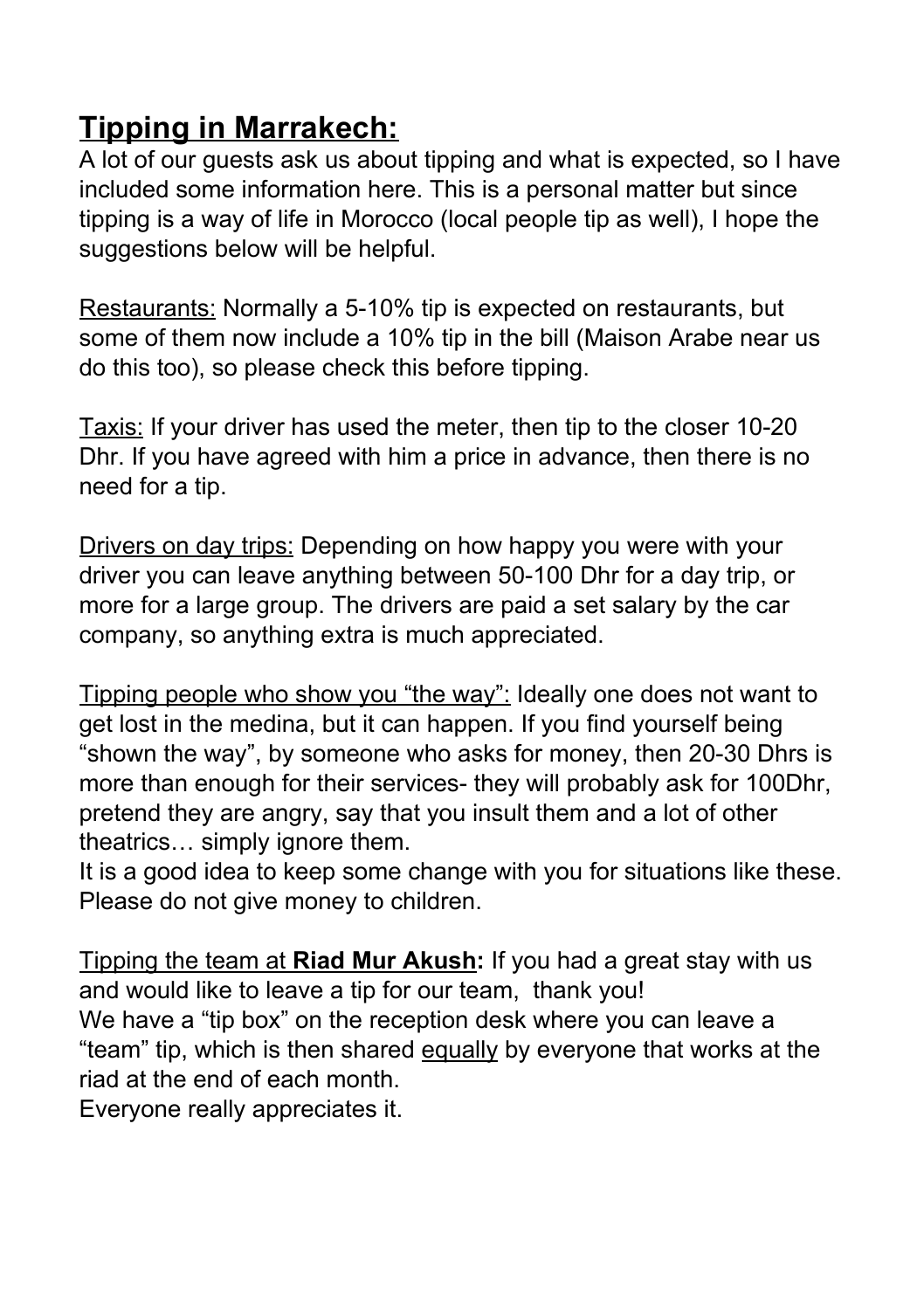# <u>Tipping in Marrakech:</u>

A lot of our guests ask us about tipping and what is expected, so I have included some information here. This is a personal matter but since tipping is a way of life in Morocco (local people tip as well), I hope the suggestions below will be helpful.

<u>Restaurants:</u> Normally a 5-10% tip is expected on restaurants, but some of them now include a 10% tip in the bill (Maison Arabe near us do this too), so please check this before tipping.

<u>Taxis:</u> If your driver has used the meter, then tip to the closer 10-20 Dhr. If you have agreed with him a price in advance, then there is no need for a tip.

<u>Drivers on day trips:</u> Depending on how happy you were with your driver you can leave anything between 50-100 Dhr for a day trip, or more for a large group. The drivers are paid a set salary by the car company, so anything extra is much appreciated.

<u>Tipping people who show you "the way":</u> Ideally one does not want to get lost in the medina, but it can happen. If you find yourself being "shown the way", by someone who asks for money, then 20-30 Dhrs is more than enough for their services- they will probably ask for 100Dhr, pretend they are angry, say that you insult them and a lot of other theatrics… simply ignore them.
It is a good idea to keep some change with you for situations like these. Please do not give money to children.

<u>Tipping the team at **Riad Mur Akush**:</u> If you had a great stay with us and would like to leave a tip for our team, thank you!
We have a "tip box" on the reception desk where you can leave a "team" tip, which is then shared <u>equally</u> by everyone that works at the riad at the end of each month.
Everyone really appreciates it.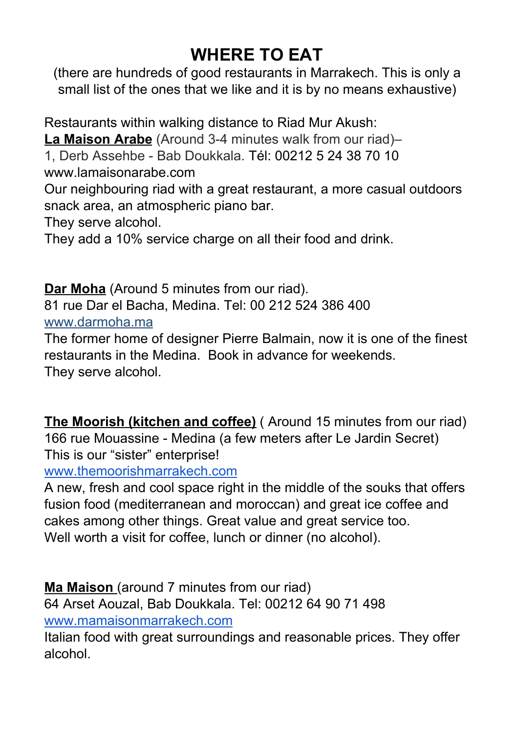# WHERE TO EAT

(there are hundreds of good restaurants in Marrakech. This is only a small list of the ones that we like and it is by no means exhaustive)

Restaurants within walking distance to Riad Mur Akush:

**La Maison Arabe** (Around 3-4 minutes walk from our riad)–
1, Derb Assehbe - Bab Doukkala. Tél: 00212 5 24 38 70 10
www.lamaisonarabe.com
Our neighbouring riad with a great restaurant, a more casual outdoors snack area, an atmospheric piano bar.
They serve alcohol.
They add a 10% service charge on all their food and drink.

**Dar Moha** (Around 5 minutes from our riad).
81 rue Dar el Bacha, Medina. Tel: 00 212 524 386 400
www.darmoha.ma
The former home of designer Pierre Balmain, now it is one of the finest restaurants in the Medina. Book in advance for weekends.
They serve alcohol.

**The Moorish (kitchen and coffee)** ( Around 15 minutes from our riad)
166 rue Mouassine - Medina (a few meters after Le Jardin Secret)
This is our "sister" enterprise!
www.themoorishmarrakech.com
A new, fresh and cool space right in the middle of the souks that offers fusion food (mediterranean and moroccan) and great ice coffee and cakes among other things. Great value and great service too.
Well worth a visit for coffee, lunch or dinner (no alcohol).

**Ma Maison** (around 7 minutes from our riad)
64 Arset Aouzal, Bab Doukkala. Tel: 00212 64 90 71 498
www.mamaisonmarrakech.com
Italian food with great surroundings and reasonable prices. They offer alcohol.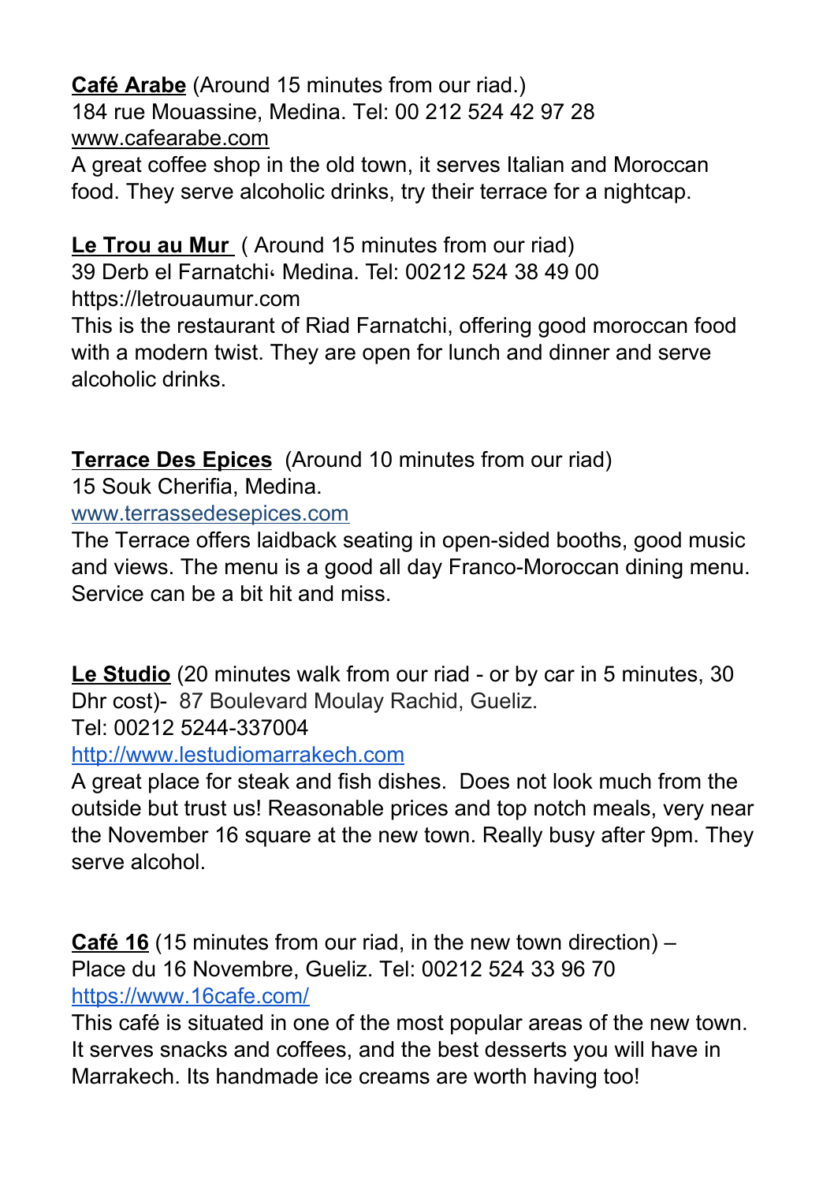**Café Arabe** (Around 15 minutes from our riad.)
184 rue Mouassine, Medina. Tel: 00 212 524 42 97 28
www.cafearabe.com
A great coffee shop in the old town, it serves Italian and Moroccan food. They serve alcoholic drinks, try their terrace for a nightcap.

**Le Trou au Mur** ( Around 15 minutes from our riad)
39 Derb el Farnatchi، Medina. Tel: 00212 524 38 49 00
https://letrouaumur.com
This is the restaurant of Riad Farnatchi, offering good moroccan food with a modern twist. They are open for lunch and dinner and serve alcoholic drinks.

**Terrace Des Epices** (Around 10 minutes from our riad)
15 Souk Cherifia, Medina.
www.terrassedesepices.com
The Terrace offers laidback seating in open-sided booths, good music and views. The menu is a good all day Franco-Moroccan dining menu. Service can be a bit hit and miss.

**Le Studio** (20 minutes walk from our riad - or by car in 5 minutes, 30 Dhr cost)- 87 Boulevard Moulay Rachid, Gueliz.
Tel: 00212 5244-337004
http://www.lestudiomarrakech.com
A great place for steak and fish dishes. Does not look much from the outside but trust us! Reasonable prices and top notch meals, very near the November 16 square at the new town. Really busy after 9pm. They serve alcohol.

**Café 16** (15 minutes from our riad, in the new town direction) – Place du 16 Novembre, Gueliz. Tel: 00212 524 33 96 70
https://www.16cafe.com/
This café is situated in one of the most popular areas of the new town. It serves snacks and coffees, and the best desserts you will have in Marrakech. Its handmade ice creams are worth having too!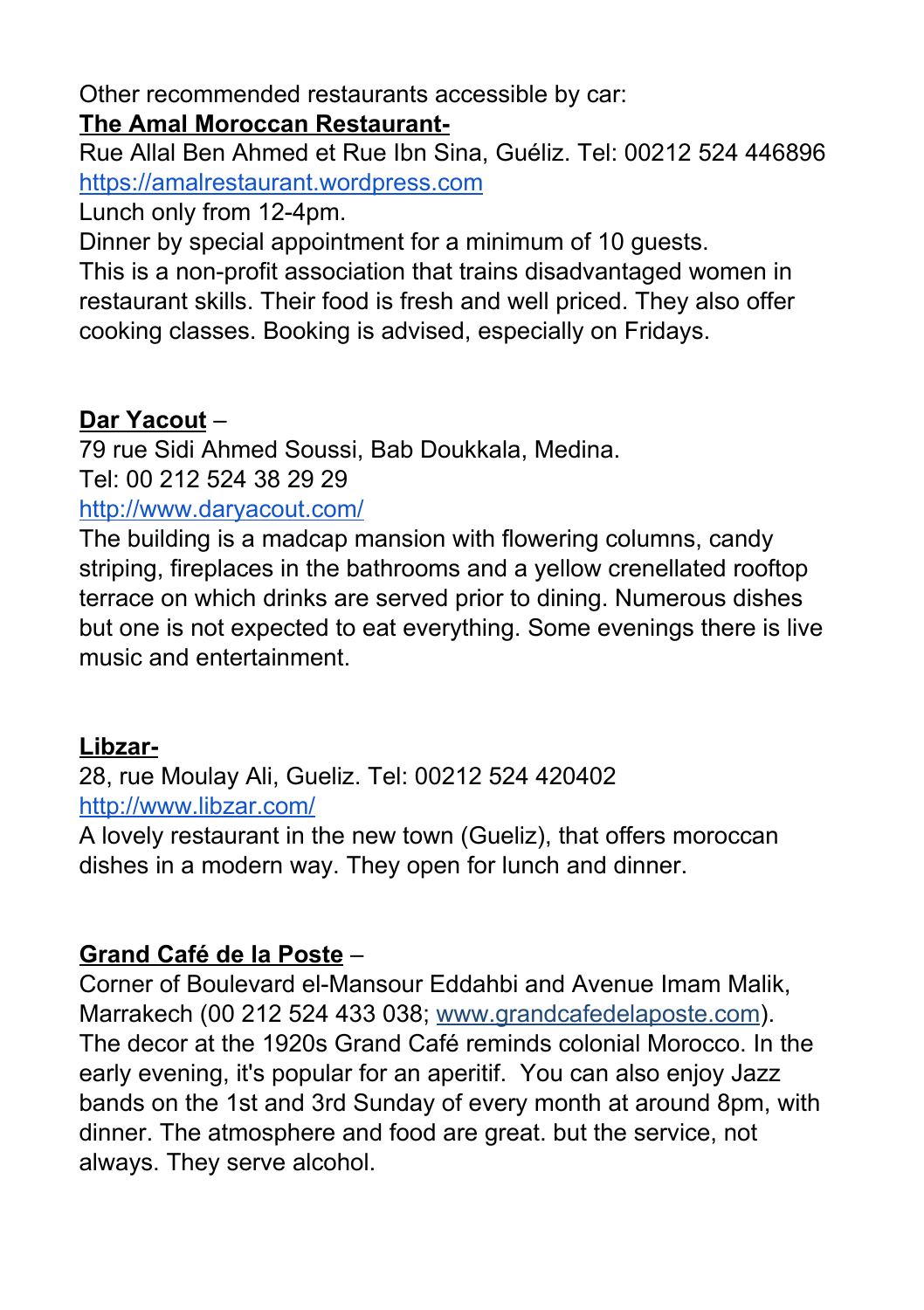Other recommended restaurants accessible by car:

**The Amal Moroccan Restaurant-**

Rue Allal Ben Ahmed et Rue Ibn Sina, Guéliz. Tel: 00212 524 446896
https://amalrestaurant.wordpress.com

Lunch only from 12-4pm.

Dinner by special appointment for a minimum of 10 guests.

This is a non-profit association that trains disadvantaged women in restaurant skills. Their food is fresh and well priced. They also offer cooking classes. Booking is advised, especially on Fridays.

**Dar Yacout** –

79 rue Sidi Ahmed Soussi, Bab Doukkala, Medina.

Tel: 00 212 524 38 29 29

http://www.daryacout.com/

The building is a madcap mansion with flowering columns, candy striping, fireplaces in the bathrooms and a yellow crenellated rooftop terrace on which drinks are served prior to dining. Numerous dishes but one is not expected to eat everything. Some evenings there is live music and entertainment.

**Libzar-**

28, rue Moulay Ali, Gueliz. Tel: 00212 524 420402

http://www.libzar.com/

A lovely restaurant in the new town (Gueliz), that offers moroccan dishes in a modern way. They open for lunch and dinner.

**Grand Café de la Poste** –

Corner of Boulevard el-Mansour Eddahbi and Avenue Imam Malik, Marrakech (00 212 524 433 038; www.grandcafedelaposte.com). The decor at the 1920s Grand Café reminds colonial Morocco. In the early evening, it's popular for an aperitif. You can also enjoy Jazz bands on the 1st and 3rd Sunday of every month at around 8pm, with dinner. The atmosphere and food are great. but the service, not always. They serve alcohol.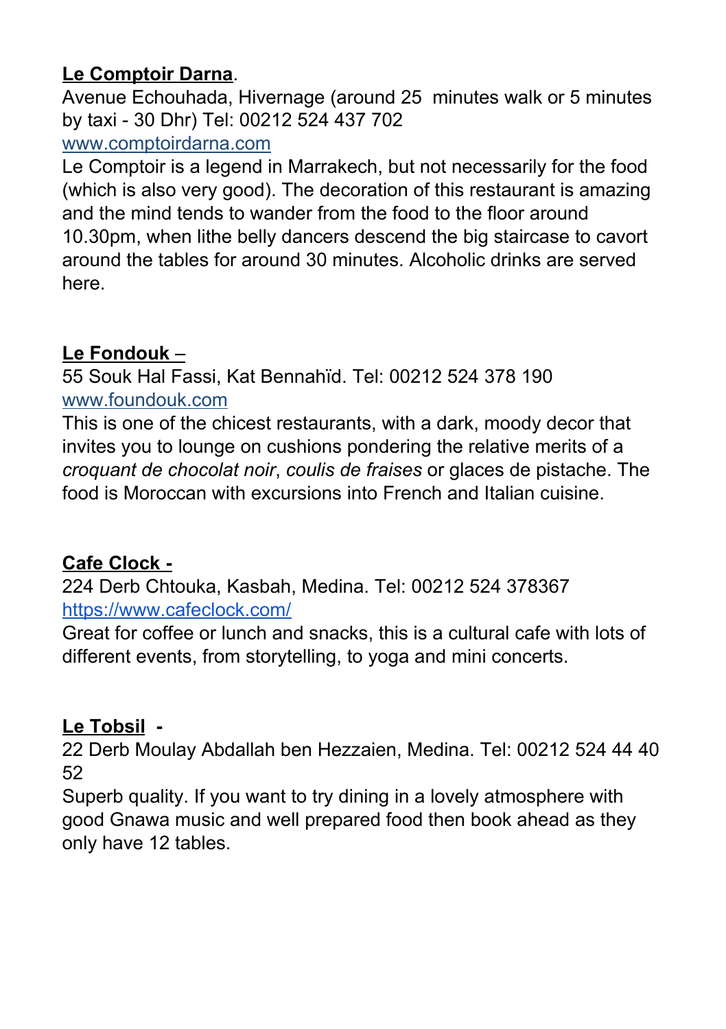**Le Comptoir Darna**.

Avenue Echouhada, Hivernage (around 25  minutes walk or 5 minutes by taxi - 30 Dhr) Tel: 00212 524 437 702

www.comptoirdarna.com

Le Comptoir is a legend in Marrakech, but not necessarily for the food (which is also very good). The decoration of this restaurant is amazing and the mind tends to wander from the food to the floor around 10.30pm, when lithe belly dancers descend the big staircase to cavort around the tables for around 30 minutes. Alcoholic drinks are served here.

**Le Fondouk** –

55 Souk Hal Fassi, Kat Bennahïd. Tel: 00212 524 378 190

www.foundouk.com

This is one of the chicest restaurants, with a dark, moody decor that invites you to lounge on cushions pondering the relative merits of a *croquant de chocolat noir*, *coulis de fraises* or glaces de pistache. The food is Moroccan with excursions into French and Italian cuisine.

**Cafe Clock -**

224 Derb Chtouka, Kasbah, Medina. Tel: 00212 524 378367

https://www.cafeclock.com/

Great for coffee or lunch and snacks, this is a cultural cafe with lots of different events, from storytelling, to yoga and mini concerts.

**Le Tobsil -**

22 Derb Moulay Abdallah ben Hezzaien, Medina. Tel: 00212 524 44 40 52

Superb quality. If you want to try dining in a lovely atmosphere with good Gnawa music and well prepared food then book ahead as they only have 12 tables.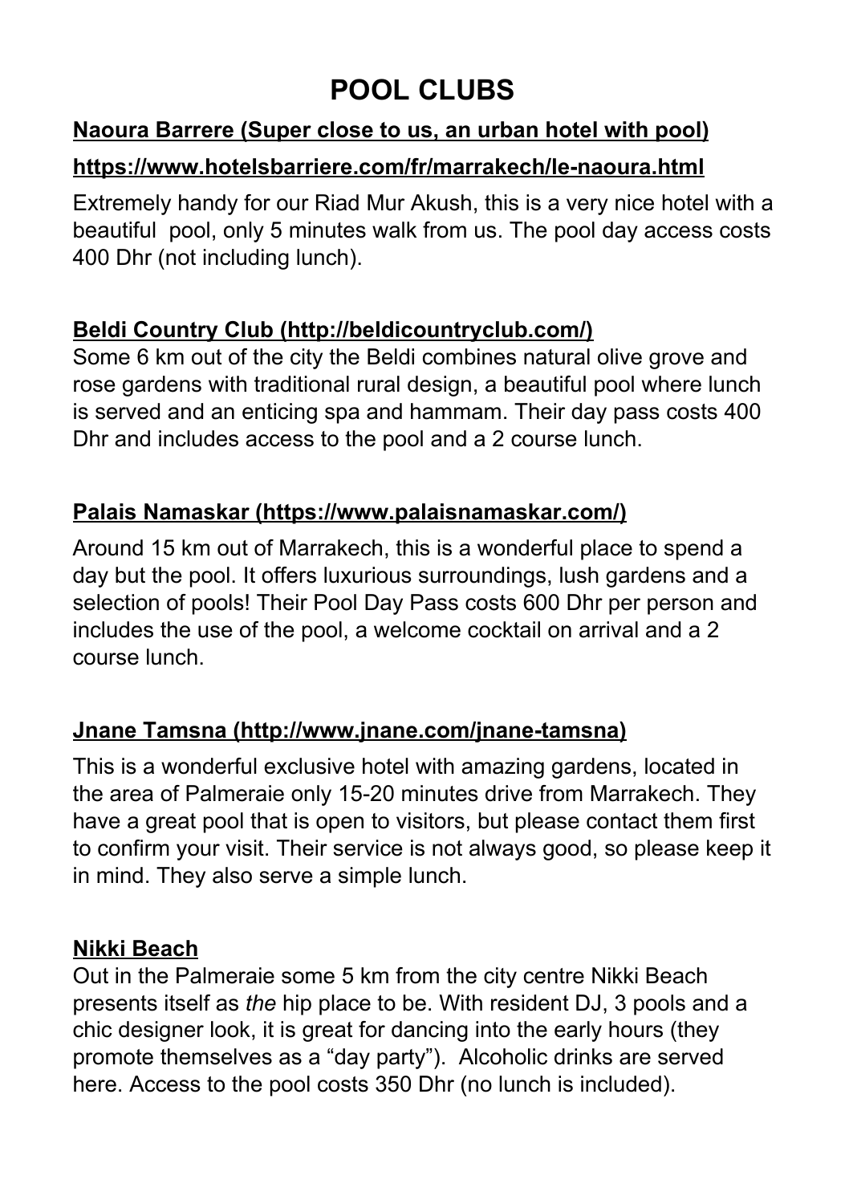# POOL CLUBS

**Naoura Barrere (Super close to us, an urban hotel with pool)**

**https://www.hotelsbarriere.com/fr/marrakech/le-naoura.html**

Extremely handy for our Riad Mur Akush, this is a very nice hotel with a beautiful pool, only 5 minutes walk from us. The pool day access costs 400 Dhr (not including lunch).

**Beldi Country Club (http://beldicountryclub.com/)**

Some 6 km out of the city the Beldi combines natural olive grove and rose gardens with traditional rural design, a beautiful pool where lunch is served and an enticing spa and hammam. Their day pass costs 400 Dhr and includes access to the pool and a 2 course lunch.

**Palais Namaskar (https://www.palaisnamaskar.com/)**

Around 15 km out of Marrakech, this is a wonderful place to spend a day but the pool. It offers luxurious surroundings, lush gardens and a selection of pools! Their Pool Day Pass costs 600 Dhr per person and includes the use of the pool, a welcome cocktail on arrival and a 2 course lunch.

**Jnane Tamsna (http://www.jnane.com/jnane-tamsna)**

This is a wonderful exclusive hotel with amazing gardens, located in the area of Palmeraie only 15-20 minutes drive from Marrakech. They have a great pool that is open to visitors, but please contact them first to confirm your visit. Their service is not always good, so please keep it in mind. They also serve a simple lunch.

**Nikki Beach**

Out in the Palmeraie some 5 km from the city centre Nikki Beach presents itself as *the* hip place to be. With resident DJ, 3 pools and a chic designer look, it is great for dancing into the early hours (they promote themselves as a "day party"). Alcoholic drinks are served here. Access to the pool costs 350 Dhr (no lunch is included).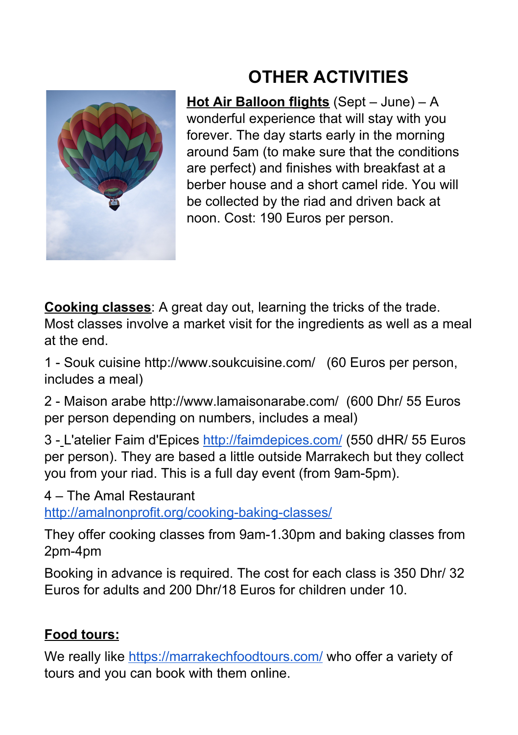# OTHER ACTIVITIES

**Hot Air Balloon flights** (Sept – June) – A wonderful experience that will stay with you forever. The day starts early in the morning around 5am (to make sure that the conditions are perfect) and finishes with breakfast at a berber house and a short camel ride. You will be collected by the riad and driven back at noon. Cost: 190 Euros per person.

**Cooking classes**: A great day out, learning the tricks of the trade. Most classes involve a market visit for the ingredients as well as a meal at the end.

1 - Souk cuisine http://www.soukcuisine.com/ (60 Euros per person, includes a meal)

2 - Maison arabe http://www.lamaisonarabe.com/ (600 Dhr/ 55 Euros per person depending on numbers, includes a meal)

3 - L'atelier Faim d'Epices http://faimdepices.com/ (550 dHR/ 55 Euros per person). They are based a little outside Marrakech but they collect you from your riad. This is a full day event (from 9am-5pm).

4 – The Amal Restaurant http://amalnonprofit.org/cooking-baking-classes/

They offer cooking classes from 9am-1.30pm and baking classes from 2pm-4pm

Booking in advance is required. The cost for each class is 350 Dhr/ 32 Euros for adults and 200 Dhr/18 Euros for children under 10.

**Food tours:**

We really like https://marrakechfoodtours.com/ who offer a variety of tours and you can book with them online.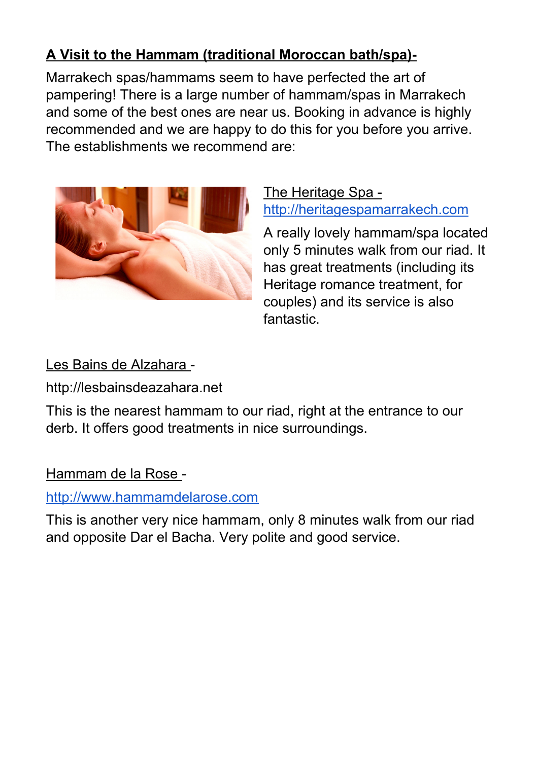## A Visit to the Hammam (traditional Moroccan bath/spa)-

Marrakech spas/hammams seem to have perfected the art of pampering! There is a large number of hammam/spas in Marrakech and some of the best ones are near us. Booking in advance is highly recommended and we are happy to do this for you before you arrive. The establishments we recommend are:

The Heritage Spa - [http://heritagespamarrakech.com](http://heritagespamarrakech.com)

A really lovely hammam/spa located only 5 minutes walk from our riad. It has great treatments (including its Heritage romance treatment, for couples) and its service is also fantastic.

Les Bains de Alzahara -

http://lesbainsdeazahara.net

This is the nearest hammam to our riad, right at the entrance to our derb. It offers good treatments in nice surroundings.

Hammam de la Rose -

[http://www.hammamdelarose.com](http://www.hammamdelarose.com)

This is another very nice hammam, only 8 minutes walk from our riad and opposite Dar el Bacha. Very polite and good service.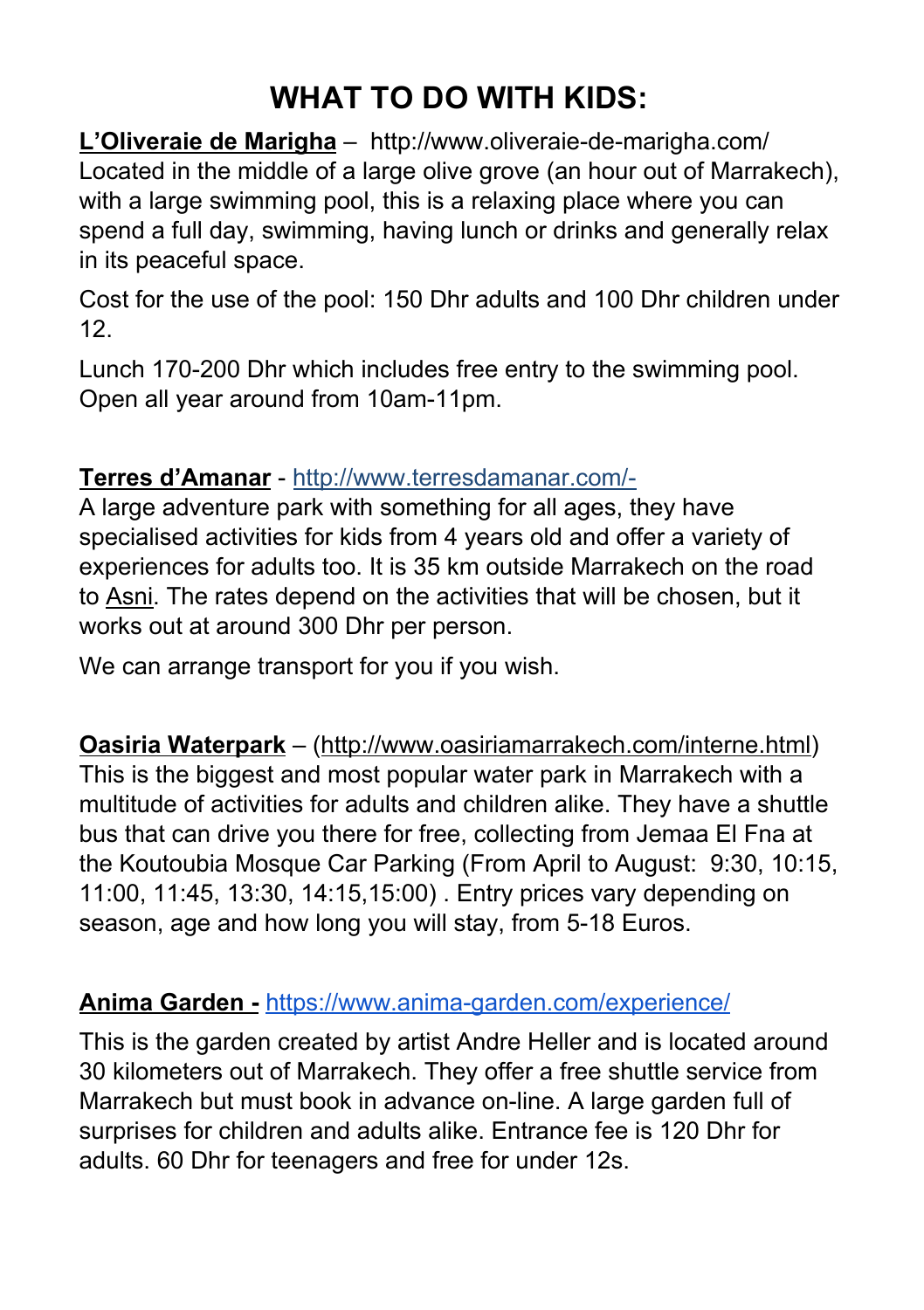# WHAT TO DO WITH KIDS:

**L'Oliveraie de Marigha** – http://www.oliveraie-de-marigha.com/
Located in the middle of a large olive grove (an hour out of Marrakech), with a large swimming pool, this is a relaxing place where you can spend a full day, swimming, having lunch or drinks and generally relax in its peaceful space.

Cost for the use of the pool: 150 Dhr adults and 100 Dhr children under 12.

Lunch 170-200 Dhr which includes free entry to the swimming pool. Open all year around from 10am-11pm.

**Terres d'Amanar** - http://www.terresdamanar.com/-
A large adventure park with something for all ages, they have specialised activities for kids from 4 years old and offer a variety of experiences for adults too. It is 35 km outside Marrakech on the road to Asni. The rates depend on the activities that will be chosen, but it works out at around 300 Dhr per person.

We can arrange transport for you if you wish.

**Oasiria Waterpark** – (http://www.oasiriamarrakech.com/interne.html)
This is the biggest and most popular water park in Marrakech with a multitude of activities for adults and children alike. They have a shuttle bus that can drive you there for free, collecting from Jemaa El Fna at the Koutoubia Mosque Car Parking (From April to August: 9:30, 10:15, 11:00, 11:45, 13:30, 14:15,15:00) . Entry prices vary depending on season, age and how long you will stay, from 5-18 Euros.

**Anima Garden -** https://www.anima-garden.com/experience/

This is the garden created by artist Andre Heller and is located around 30 kilometers out of Marrakech. They offer a free shuttle service from Marrakech but must book in advance on-line. A large garden full of surprises for children and adults alike. Entrance fee is 120 Dhr for adults. 60 Dhr for teenagers and free for under 12s.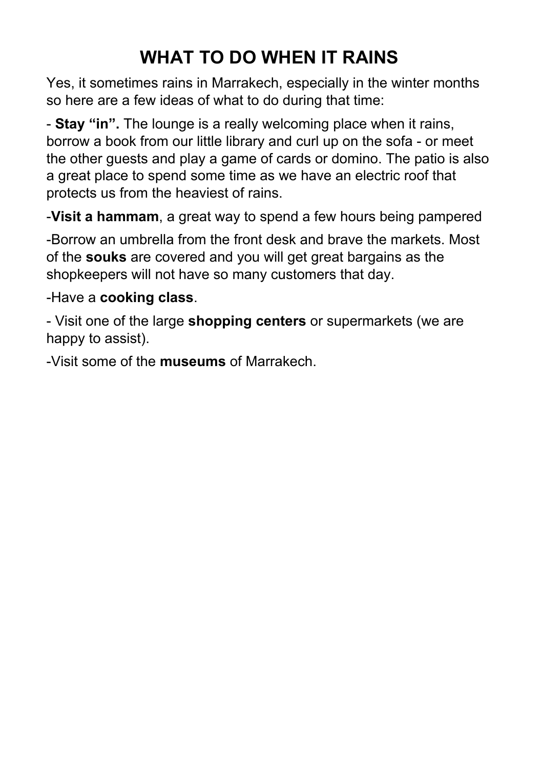# WHAT TO DO WHEN IT RAINS

Yes, it sometimes rains in Marrakech, especially in the winter months so here are a few ideas of what to do during that time:

- **Stay "in".** The lounge is a really welcoming place when it rains, borrow a book from our little library and curl up on the sofa - or meet the other guests and play a game of cards or domino. The patio is also a great place to spend some time as we have an electric roof that protects us from the heaviest of rains.

- **Visit a hammam**, a great way to spend a few hours being pampered

- Borrow an umbrella from the front desk and brave the markets. Most of the **souks** are covered and you will get great bargains as the shopkeepers will not have so many customers that day.

- Have a **cooking class**.

- Visit one of the large **shopping centers** or supermarkets (we are happy to assist).

- Visit some of the **museums** of Marrakech.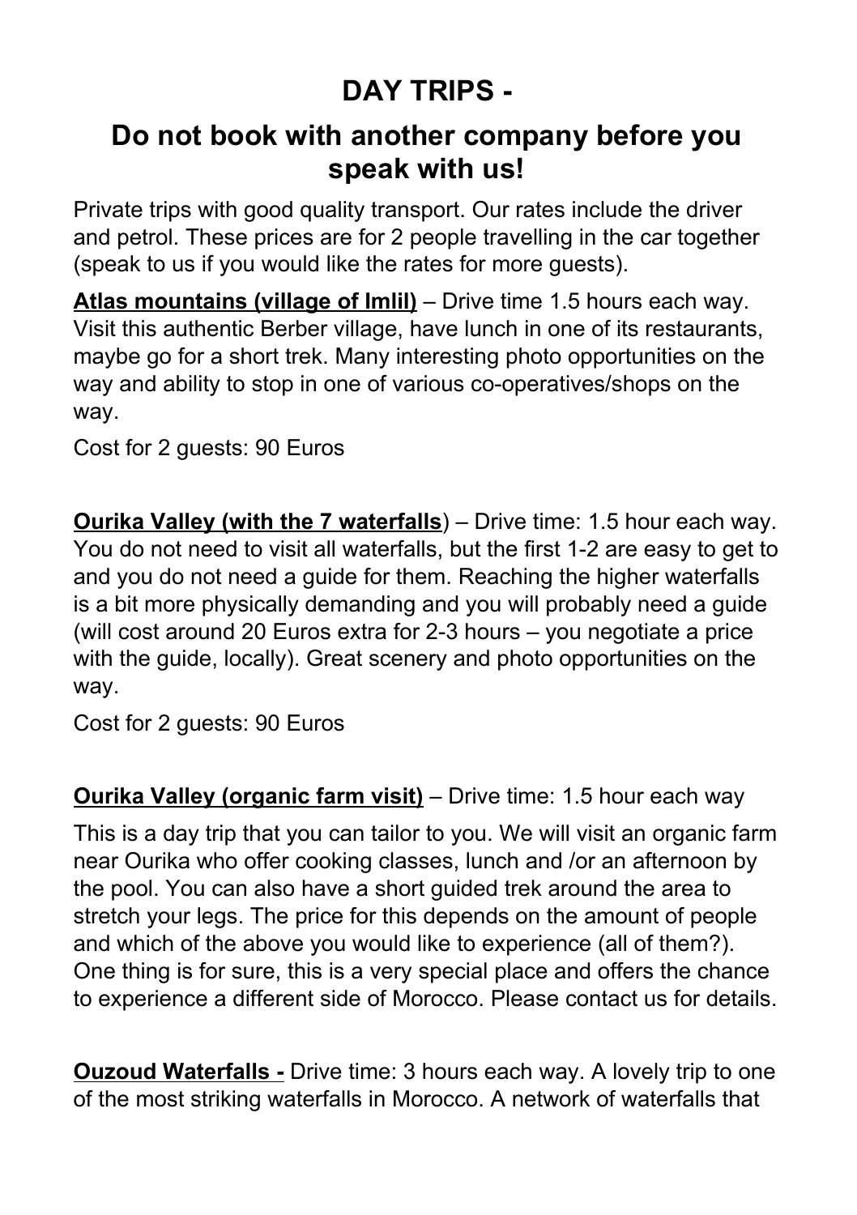# DAY TRIPS -

## Do not book with another company before you speak with us!

Private trips with good quality transport. Our rates include the driver and petrol. These prices are for 2 people travelling in the car together (speak to us if you would like the rates for more guests).

**Atlas mountains (village of Imlil)** – Drive time 1.5 hours each way. Visit this authentic Berber village, have lunch in one of its restaurants, maybe go for a short trek. Many interesting photo opportunities on the way and ability to stop in one of various co-operatives/shops on the way.

Cost for 2 guests: 90 Euros

**Ourika Valley (with the 7 waterfalls**) – Drive time: 1.5 hour each way. You do not need to visit all waterfalls, but the first 1-2 are easy to get to and you do not need a guide for them. Reaching the higher waterfalls is a bit more physically demanding and you will probably need a guide (will cost around 20 Euros extra for 2-3 hours – you negotiate a price with the guide, locally). Great scenery and photo opportunities on the way.

Cost for 2 guests: 90 Euros

**Ourika Valley (organic farm visit)** – Drive time: 1.5 hour each way

This is a day trip that you can tailor to you. We will visit an organic farm near Ourika who offer cooking classes, lunch and /or an afternoon by the pool. You can also have a short guided trek around the area to stretch your legs. The price for this depends on the amount of people and which of the above you would like to experience (all of them?). One thing is for sure, this is a very special place and offers the chance to experience a different side of Morocco. Please contact us for details.

**Ouzoud Waterfalls -** Drive time: 3 hours each way. A lovely trip to one of the most striking waterfalls in Morocco. A network of waterfalls that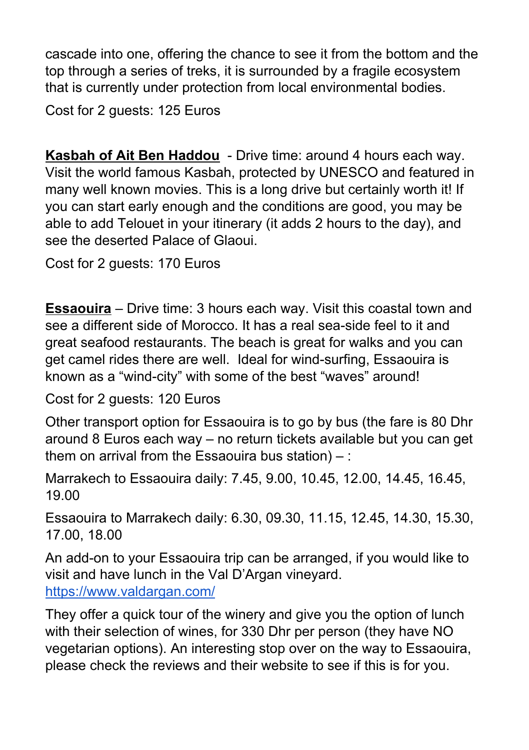cascade into one, offering the chance to see it from the bottom and the top through a series of treks, it is surrounded by a fragile ecosystem that is currently under protection from local environmental bodies.

Cost for 2 guests: 125 Euros

**Kasbah of Ait Ben Haddou** - Drive time: around 4 hours each way. Visit the world famous Kasbah, protected by UNESCO and featured in many well known movies. This is a long drive but certainly worth it! If you can start early enough and the conditions are good, you may be able to add Telouet in your itinerary (it adds 2 hours to the day), and see the deserted Palace of Glaoui.

Cost for 2 guests: 170 Euros

**Essaouira** – Drive time: 3 hours each way. Visit this coastal town and see a different side of Morocco. It has a real sea-side feel to it and great seafood restaurants. The beach is great for walks and you can get camel rides there are well. Ideal for wind-surfing, Essaouira is known as a "wind-city" with some of the best "waves" around!

Cost for 2 guests: 120 Euros

Other transport option for Essaouira is to go by bus (the fare is 80 Dhr around 8 Euros each way – no return tickets available but you can get them on arrival from the Essaouira bus station) – :

Marrakech to Essaouira daily: 7.45, 9.00, 10.45, 12.00, 14.45, 16.45, 19.00

Essaouira to Marrakech daily: 6.30, 09.30, 11.15, 12.45, 14.30, 15.30, 17.00, 18.00

An add-on to your Essaouira trip can be arranged, if you would like to visit and have lunch in the Val D'Argan vineyard. [https://www.valdargan.com/](https://www.valdargan.com/)

They offer a quick tour of the winery and give you the option of lunch with their selection of wines, for 330 Dhr per person (they have NO vegetarian options). An interesting stop over on the way to Essaouira, please check the reviews and their website to see if this is for you.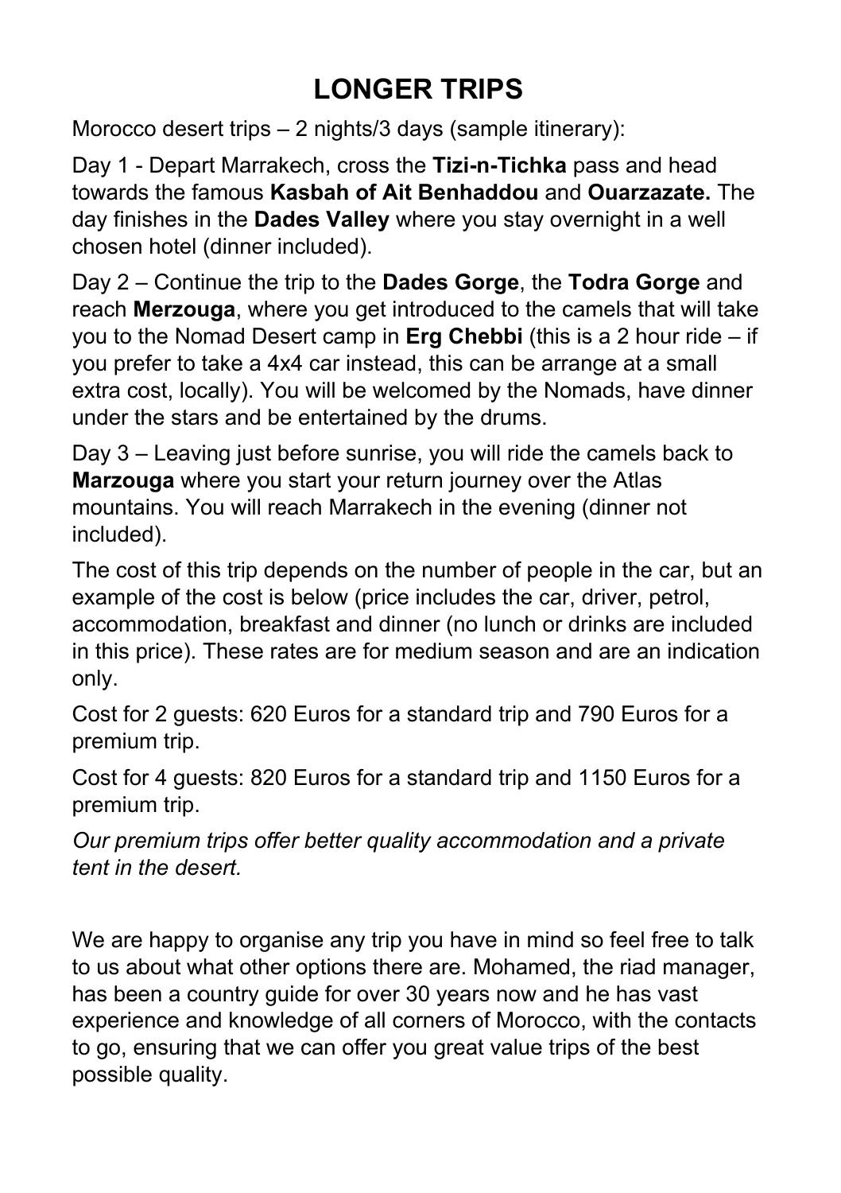# LONGER TRIPS

Morocco desert trips – 2 nights/3 days (sample itinerary):

Day 1 - Depart Marrakech, cross the **Tizi-n-Tichka** pass and head towards the famous **Kasbah of Ait Benhaddou** and **Ouarzazate.** The day finishes in the **Dades Valley** where you stay overnight in a well chosen hotel (dinner included).

Day 2 – Continue the trip to the **Dades Gorge**, the **Todra Gorge** and reach **Merzouga**, where you get introduced to the camels that will take you to the Nomad Desert camp in **Erg Chebbi** (this is a 2 hour ride – if you prefer to take a 4x4 car instead, this can be arrange at a small extra cost, locally). You will be welcomed by the Nomads, have dinner under the stars and be entertained by the drums.

Day 3 – Leaving just before sunrise, you will ride the camels back to **Marzouga** where you start your return journey over the Atlas mountains. You will reach Marrakech in the evening (dinner not included).

The cost of this trip depends on the number of people in the car, but an example of the cost is below (price includes the car, driver, petrol, accommodation, breakfast and dinner (no lunch or drinks are included in this price). These rates are for medium season and are an indication only.

Cost for 2 guests: 620 Euros for a standard trip and 790 Euros for a premium trip.

Cost for 4 guests: 820 Euros for a standard trip and 1150 Euros for a premium trip.

*Our premium trips offer better quality accommodation and a private tent in the desert.*

We are happy to organise any trip you have in mind so feel free to talk to us about what other options there are. Mohamed, the riad manager, has been a country guide for over 30 years now and he has vast experience and knowledge of all corners of Morocco, with the contacts to go, ensuring that we can offer you great value trips of the best possible quality.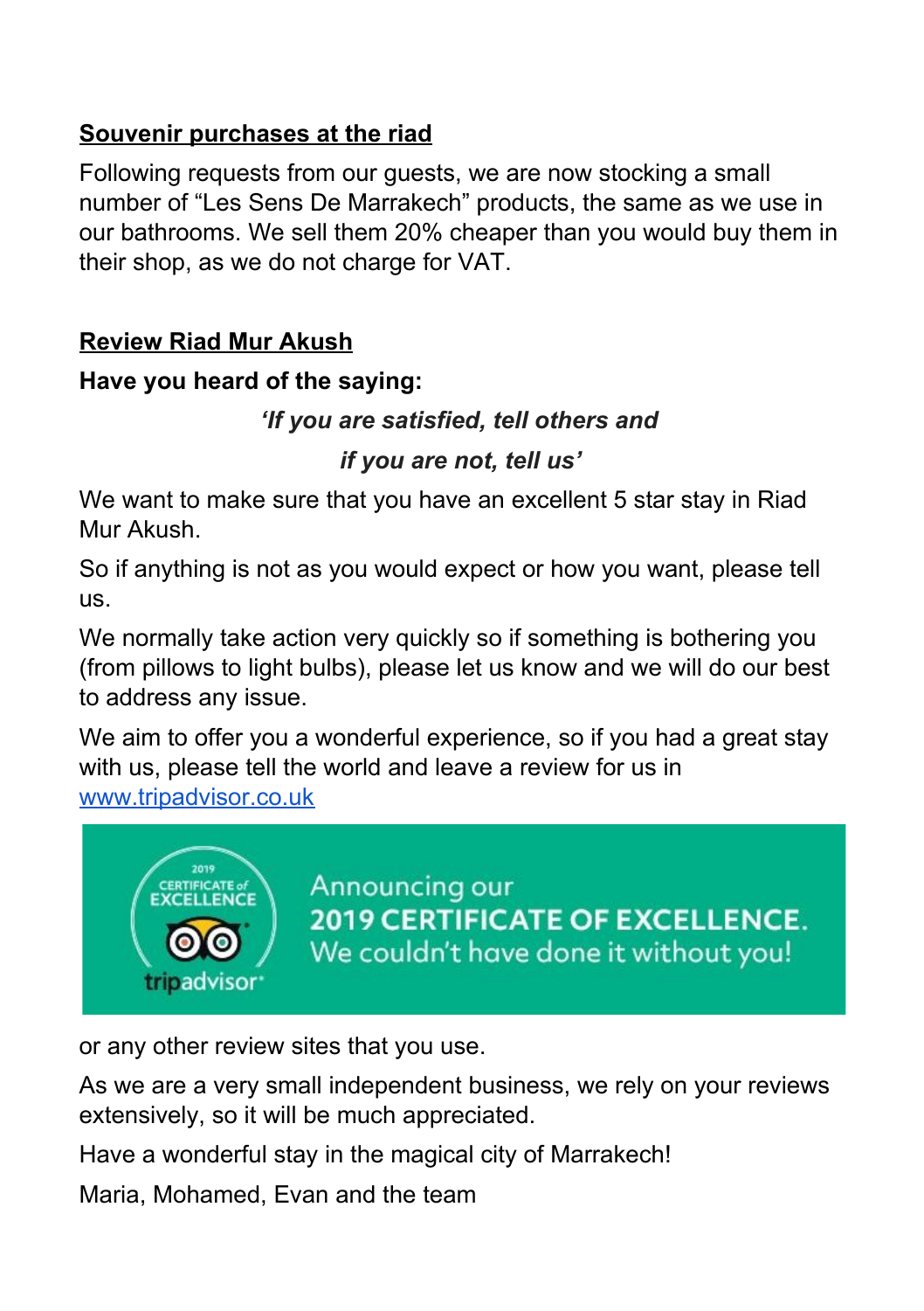**<u>Souvenir purchases at the riad</u>**

Following requests from our guests, we are now stocking a small number of "Les Sens De Marrakech" products, the same as we use in our bathrooms. We sell them 20% cheaper than you would buy them in their shop, as we do not charge for VAT.

**<u>Review Riad Mur Akush</u>**

**Have you heard of the saying:**

***'If you are satisfied, tell others and***

***if you are not, tell us'***

We want to make sure that you have an excellent 5 star stay in Riad Mur Akush.

So if anything is not as you would expect or how you want, please tell us.

We normally take action very quickly so if something is bothering you (from pillows to light bulbs), please let us know and we will do our best to address any issue.

We aim to offer you a wonderful experience, so if you had a great stay with us, please tell the world and leave a review for us in [www.tripadvisor.co.uk](http://www.tripadvisor.co.uk)

2019 CERTIFICATE of EXCELLENCE

tripadvisor

Announcing our

2019 CERTIFICATE OF EXCELLENCE.

We couldn't have done it without you!

or any other review sites that you use.

As we are a very small independent business, we rely on your reviews extensively, so it will be much appreciated.

Have a wonderful stay in the magical city of Marrakech!

Maria, Mohamed, Evan and the team